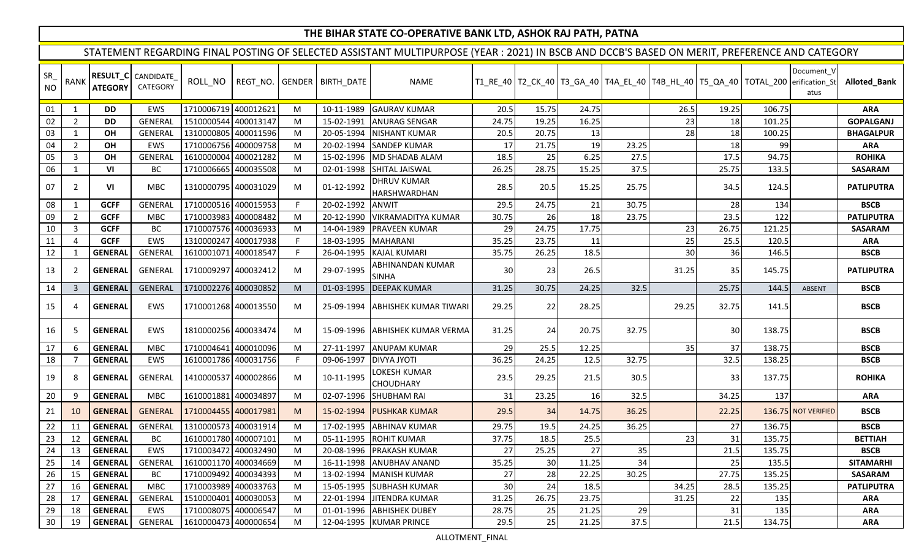# THE BIHAR STATE CO-OPERATIVE BANK LTD, ASHOK RAJ PATH, PATNA

## STATEMENT REGARDING FINAL POSTING OF SELECTED ASSISTANT MULTIPURPOSE (YEAR : 2021) IN BSCB AND DCCB'S BASED ON MERIT, PREFERENCE AND CATEGORY

| SR_NO | RANK | RESULT_CATEGORY | CANDIDATE_CATEGORY | ROLL_NO | REGT_NO. | GENDER | BIRTH_DATE | NAME | T1_RE_40 | T2_CK_40 | T3_GA_40 | T4A_EL_40 | T4B_HL_40 | T5_QA_40 | TOTAL_200 | Document_Verification_Status | Alloted_Bank |
|---|---|---|---|---|---|---|---|---|---|---|---|---|---|---|---|---|---|
| 01 | 1 | **DD** | EWS | 1710006719 | 400012621 | M | 10-11-1989 | GAURAV KUMAR | 20.5 | 15.75 | 24.75 | | 26.5 | 19.25 | 106.75 | | **ARA** |
| 02 | 2 | **DD** | GENERAL | 1510000544 | 400013147 | M | 15-02-1991 | ANURAG SENGAR | 24.75 | 19.25 | 16.25 | | 23 | 18 | 101.25 | | **GOPALGANJ** |
| 03 | 1 | **OH** | GENERAL | 1310000805 | 400011596 | M | 20-05-1994 | NISHANT KUMAR | 20.5 | 20.75 | 13 | | 28 | 18 | 100.25 | | **BHAGALPUR** |
| 04 | 2 | **OH** | EWS | 1710006756 | 400009758 | M | 20-02-1994 | SANDEP KUMAR | 17 | 21.75 | 19 | 23.25 | | 18 | 99 | | **ARA** |
| 05 | 3 | **OH** | GENERAL | 1610000004 | 400021282 | M | 15-02-1996 | MD SHADAB ALAM | 18.5 | 25 | 6.25 | 27.5 | | 17.5 | 94.75 | | **ROHIKA** |
| 06 | 1 | **VI** | BC | 1710006665 | 400035508 | M | 02-01-1998 | SHITAL JAISWAL | 26.25 | 28.75 | 15.25 | 37.5 | | 25.75 | 133.5 | | **SASARAM** |
| 07 | 2 | **VI** | MBC | 1310000795 | 400031029 | M | 01-12-1992 | DHRUV KUMAR HARSHWARDHAN | 28.5 | 20.5 | 15.25 | 25.75 | | 34.5 | 124.5 | | **PATLIPUTRA** |
| 08 | 1 | **GCFF** | GENERAL | 1710000516 | 400015953 | F | 20-02-1992 | ANWIT | 29.5 | 24.75 | 21 | 30.75 | | 28 | 134 | | **BSCB** |
| 09 | 2 | **GCFF** | MBC | 1710003983 | 400008482 | M | 20-12-1990 | VIKRAMADITYA KUMAR | 30.75 | 26 | 18 | 23.75 | | 23.5 | 122 | | **PATLIPUTRA** |
| 10 | 3 | **GCFF** | BC | 1710007576 | 400036933 | M | 14-04-1989 | PRAVEEN KUMAR | 29 | 24.75 | 17.75 | | 23 | 26.75 | 121.25 | | **SASARAM** |
| 11 | 4 | **GCFF** | EWS | 1310000247 | 400017938 | F | 18-03-1995 | MAHARANI | 35.25 | 23.75 | 11 | | 25 | 25.5 | 120.5 | | **ARA** |
| 12 | 1 | **GENERAL** | GENERAL | 1610001071 | 400018547 | F | 26-04-1995 | KAJAL KUMARI | 35.75 | 26.25 | 18.5 | | 30 | 36 | 146.5 | | **BSCB** |
| 13 | 2 | **GENERAL** | GENERAL | 1710009297 | 400032412 | M | 29-07-1995 | ABHINANDAN KUMAR SINHA | 30 | 23 | 26.5 | | 31.25 | 35 | 145.75 | | **PATLIPUTRA** |
| 14 | 3 | **GENERAL** | GENERAL | 1710002276 | 400030852 | M | 01-03-1995 | DEEPAK KUMAR | 31.25 | 30.75 | 24.25 | 32.5 | | 25.75 | 144.5 | ABSENT | **BSCB** |
| 15 | 4 | **GENERAL** | EWS | 1710001268 | 400013550 | M | 25-09-1994 | ABHISHEK KUMAR TIWARI | 29.25 | 22 | 28.25 | | 29.25 | 32.75 | 141.5 | | **BSCB** |
| 16 | 5 | **GENERAL** | EWS | 1810000256 | 400033474 | M | 15-09-1996 | ABHISHEK KUMAR VERMA | 31.25 | 24 | 20.75 | 32.75 | | 30 | 138.75 | | **BSCB** |
| 17 | 6 | **GENERAL** | MBC | 1710004641 | 400010096 | M | 27-11-1997 | ANUPAM KUMAR | 29 | 25.5 | 12.25 | | 35 | 37 | 138.75 | | **BSCB** |
| 18 | 7 | **GENERAL** | EWS | 1610001786 | 400031756 | F | 09-06-1997 | DIVYA JYOTI | 36.25 | 24.25 | 12.5 | 32.75 | | 32.5 | 138.25 | | **BSCB** |
| 19 | 8 | **GENERAL** | GENERAL | 1410000537 | 400002866 | M | 10-11-1995 | LOKESH KUMAR CHOUDHARY | 23.5 | 29.25 | 21.5 | 30.5 | | 33 | 137.75 | | **ROHIKA** |
| 20 | 9 | **GENERAL** | MBC | 1610001881 | 400034897 | M | 02-07-1996 | SHUBHAM RAI | 31 | 23.25 | 16 | 32.5 | | 34.25 | 137 | | **ARA** |
| 21 | 10 | **GENERAL** | GENERAL | 1710004455 | 400017981 | M | 15-02-1994 | PUSHKAR KUMAR | 29.5 | 34 | 14.75 | 36.25 | | 22.25 | 136.75 | NOT VERIFIED | **BSCB** |
| 22 | 11 | **GENERAL** | GENERAL | 1310000573 | 400031914 | M | 17-02-1995 | ABHINAV KUMAR | 29.75 | 19.5 | 24.25 | 36.25 | | 27 | 136.75 | | **BSCB** |
| 23 | 12 | **GENERAL** | BC | 1610001780 | 400007101 | M | 05-11-1995 | ROHIT KUMAR | 37.75 | 18.5 | 25.5 | | 23 | 31 | 135.75 | | **BETTIAH** |
| 24 | 13 | **GENERAL** | EWS | 1710003472 | 400032490 | M | 20-08-1996 | PRAKASH KUMAR | 27 | 25.25 | 27 | 35 | | 21.5 | 135.75 | | **BSCB** |
| 25 | 14 | **GENERAL** | GENERAL | 1610001170 | 400034669 | M | 16-11-1998 | ANUBHAV ANAND | 35.25 | 30 | 11.25 | 34 | | 25 | 135.5 | | **SITAMARHI** |
| 26 | 15 | **GENERAL** | BC | 1710009492 | 400034393 | M | 13-02-1994 | MANISH KUMAR | 27 | 28 | 22.25 | 30.25 | | 27.75 | 135.25 | | **SASARAM** |
| 27 | 16 | **GENERAL** | MBC | 1710003989 | 400033763 | M | 15-05-1995 | SUBHASH KUMAR | 30 | 24 | 18.5 | | 34.25 | 28.5 | 135.25 | | **PATLIPUTRA** |
| 28 | 17 | **GENERAL** | GENERAL | 1510000401 | 400030053 | M | 22-01-1994 | JITENDRA KUMAR | 31.25 | 26.75 | 23.75 | | 31.25 | 22 | 135 | | **ARA** |
| 29 | 18 | **GENERAL** | EWS | 1710008075 | 400006547 | M | 01-01-1996 | ABHISHEK DUBEY | 28.75 | 25 | 21.25 | 29 | | 31 | 135 | | **ARA** |
| 30 | 19 | **GENERAL** | GENERAL | 1610000473 | 400000654 | M | 12-04-1995 | KUMAR PRINCE | 29.5 | 25 | 21.25 | 37.5 | | 21.5 | 134.75 | | **ARA** |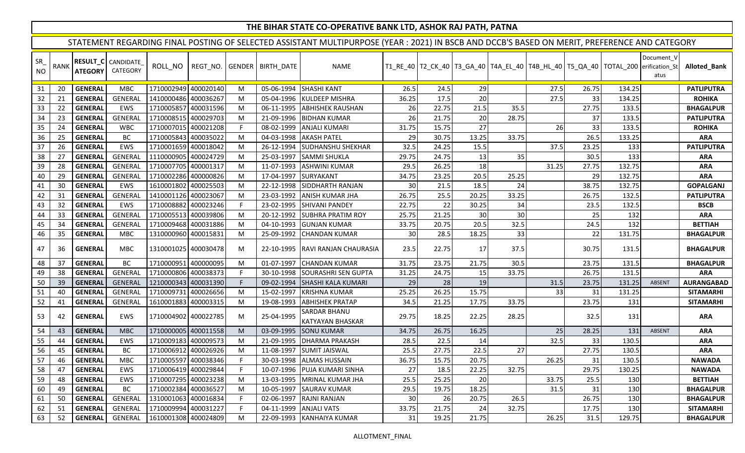# THE BIHAR STATE CO-OPERATIVE BANK LTD, ASHOK RAJ PATH, PATNA

## STATEMENT REGARDING FINAL POSTING OF SELECTED ASSISTANT MULTIPURPOSE (YEAR : 2021) IN BSCB AND DCCB'S BASED ON MERIT, PREFERENCE AND CATEGORY

| SR_NO | RANK | RESULT_CATEGORY | CANDIDATE_CATEGORY | ROLL_NO | REGT_NO. | GENDER | BIRTH_DATE | NAME | T1_RE_40 | T2_CK_40 | T3_GA_40 | T4A_EL_40 | T4B_HL_40 | T5_QA_40 | TOTAL_200 | Document_Verification_Status | Alloted_Bank |
|---|---|---|---|---|---|---|---|---|---|---|---|---|---|---|---|---|---|
| 31 | 20 | **GENERAL** | MBC | 1710002949 | 400020140 | M | 05-06-1994 | SHASHI KANT | 26.5 | 24.5 | 29 | | 27.5 | 26.75 | 134.25 | | **PATLIPUTRA** |
| 32 | 21 | **GENERAL** | GENERAL | 1410000486 | 400036267 | M | 05-04-1996 | KULDEEP MISHRA | 36.25 | 17.5 | 20 | | 27.5 | 33 | 134.25 | | **ROHIKA** |
| 33 | 22 | **GENERAL** | EWS | 1710005857 | 400031596 | M | 06-11-1995 | ABHISHEK RAUSHAN | 26 | 22.75 | 21.5 | 35.5 | | 27.75 | 133.5 | | **BHAGALPUR** |
| 34 | 23 | **GENERAL** | GENERAL | 1710008515 | 400029703 | M | 21-09-1996 | BIDHAN KUMAR | 26 | 21.75 | 20 | 28.75 | | 37 | 133.5 | | **PATLIPUTRA** |
| 35 | 24 | **GENERAL** | WBC | 1710007015 | 400021208 | F | 08-02-1999 | ANJALI KUMARI | 31.75 | 15.75 | 27 | | 26 | 33 | 133.5 | | **ROHIKA** |
| 36 | 25 | **GENERAL** | BC | 1710005843 | 400035022 | M | 04-03-1998 | AKASH PATEL | 29 | 30.75 | 13.25 | 33.75 | | 26.5 | 133.25 | | **ARA** |
| 37 | 26 | **GENERAL** | EWS | 1710001659 | 400018042 | M | 26-12-1994 | SUDHANSHU SHEKHAR | 32.5 | 24.25 | 15.5 | | 37.5 | 23.25 | 133 | | **PATLIPUTRA** |
| 38 | 27 | **GENERAL** | GENERAL | 1110000905 | 400024729 | M | 25-03-1997 | SAMMI SHUKLA | 29.75 | 24.75 | 13 | 35 | | 30.5 | 133 | | **ARA** |
| 39 | 28 | **GENERAL** | GENERAL | 1710007705 | 400001317 | M | 11-07-1993 | ASHWINI KUMAR | 29.5 | 26.25 | 18 | | 31.25 | 27.75 | 132.75 | | **ARA** |
| 40 | 29 | **GENERAL** | GENERAL | 1710002286 | 400000826 | M | 17-04-1997 | SURYAKANT | 34.75 | 23.25 | 20.5 | 25.25 | | 29 | 132.75 | | **ARA** |
| 41 | 30 | **GENERAL** | EWS | 1610001802 | 400025503 | M | 22-12-1998 | SIDDHARTH RANJAN | 30 | 21.5 | 18.5 | 24 | | 38.75 | 132.75 | | **GOPALGANJ** |
| 42 | 31 | **GENERAL** | GENERAL | 1410001126 | 400023067 | M | 23-03-1992 | ANISH KUMAR JHA | 26.75 | 25.5 | 20.25 | 33.25 | | 26.75 | 132.5 | | **PATLIPUTRA** |
| 43 | 32 | **GENERAL** | EWS | 1710008882 | 400023246 | F | 23-02-1995 | SHIVANI PANDEY | 22.75 | 22 | 30.25 | 34 | | 23.5 | 132.5 | | **BSCB** |
| 44 | 33 | **GENERAL** | GENERAL | 1710005513 | 400039806 | M | 20-12-1992 | SUBHRA PRATIM ROY | 25.75 | 21.25 | 30 | 30 | | 25 | 132 | | **ARA** |
| 45 | 34 | **GENERAL** | GENERAL | 1710009468 | 400031886 | M | 04-10-1993 | GUNJAN KUMAR | 33.75 | 20.75 | 20.5 | 32.5 | | 24.5 | 132 | | **BETTIAH** |
| 46 | 35 | **GENERAL** | MBC | 1310000960 | 400015831 | M | 25-09-1992 | CHANDAN KUMAR | 30 | 28.5 | 18.25 | 33 | | 22 | 131.75 | | **BHAGALPUR** |
| 47 | 36 | **GENERAL** | MBC | 1310001025 | 400030478 | M | 22-10-1995 | RAVI RANJAN CHAURASIA | 23.5 | 22.75 | 17 | 37.5 | | 30.75 | 131.5 | | **BHAGALPUR** |
| 48 | 37 | **GENERAL** | BC | 1710000951 | 400000095 | M | 01-07-1997 | CHANDAN KUMAR | 31.75 | 23.75 | 21.75 | 30.5 | | 23.75 | 131.5 | | **BHAGALPUR** |
| 49 | 38 | **GENERAL** | GENERAL | 1710000806 | 400038373 | F | 30-10-1998 | SOURASHRI SEN GUPTA | 31.25 | 24.75 | 15 | 33.75 | | 26.75 | 131.5 | | **ARA** |
| 50 | 39 | **GENERAL** | GENERAL | 1210000343 | 400031390 | F | 09-02-1994 | SHASHI KALA KUMARI | 29 | 28 | 19 | | 31.5 | 23.75 | 131.25 | ABSENT | **AURANGABAD** |
| 51 | 40 | **GENERAL** | GENERAL | 1710009731 | 400026656 | M | 15-02-1997 | KRISHNA KUMAR | 25.25 | 26.25 | 15.75 | | 33 | 31 | 131.25 | | **SITAMARHI** |
| 52 | 41 | **GENERAL** | GENERAL | 1610001883 | 400003315 | M | 19-08-1993 | ABHISHEK PRATAP | 34.5 | 21.25 | 17.75 | 33.75 | | 23.75 | 131 | | **SITAMARHI** |
| 53 | 42 | **GENERAL** | EWS | 1710004902 | 400022785 | M | 25-04-1995 | SARDAR BHANU KATYAYAN BHASKAR | 29.75 | 18.25 | 22.25 | 28.25 | | 32.5 | 131 | | **ARA** |
| 54 | 43 | **GENERAL** | MBC | 1710000005 | 400011558 | M | 03-09-1995 | SONU KUMAR | 34.75 | 26.75 | 16.25 | | 25 | 28.25 | 131 | ABSENT | **ARA** |
| 55 | 44 | **GENERAL** | EWS | 1710009183 | 400009573 | M | 21-09-1995 | DHARMA PRAKASH | 28.5 | 22.5 | 14 | | 32.5 | 33 | 130.5 | | **ARA** |
| 56 | 45 | **GENERAL** | BC | 1710006912 | 400026926 | M | 11-08-1997 | SUMIT JAISWAL | 25.5 | 27.75 | 22.5 | 27 | | 27.75 | 130.5 | | **ARA** |
| 57 | 46 | **GENERAL** | MBC | 1710005597 | 400038346 | F | 30-03-1998 | ALMAS HUSSAIN | 36.75 | 15.75 | 20.75 | | 26.25 | 31 | 130.5 | | **NAWADA** |
| 58 | 47 | **GENERAL** | EWS | 1710006419 | 400029844 | F | 10-07-1996 | PUJA KUMARI SINHA | 27 | 18.5 | 22.25 | 32.75 | | 29.75 | 130.25 | | **NAWADA** |
| 59 | 48 | **GENERAL** | EWS | 1710007295 | 400023238 | M | 13-03-1995 | MRINAL KUMAR JHA | 25.5 | 25.25 | 20 | | 33.75 | 25.5 | 130 | | **BETTIAH** |
| 60 | 49 | **GENERAL** | BC | 1710002384 | 400036527 | M | 10-05-1997 | SAURAV KUMAR | 29.5 | 19.75 | 18.25 | | 31.5 | 31 | 130 | | **BHAGALPUR** |
| 61 | 50 | **GENERAL** | GENERAL | 1310001063 | 400016834 | F | 02-06-1997 | RAJNI RANJAN | 30 | 26 | 20.75 | 26.5 | | 26.75 | 130 | | **BHAGALPUR** |
| 62 | 51 | **GENERAL** | GENERAL | 1710009994 | 400031227 | F | 04-11-1999 | ANJALI VATS | 33.75 | 21.75 | 24 | 32.75 | | 17.75 | 130 | | **SITAMARHI** |
| 63 | 52 | **GENERAL** | GENERAL | 1610001308 | 400024809 | M | 22-09-1993 | KANHAIYA KUMAR | 31 | 19.25 | 21.75 | | 26.25 | 31.5 | 129.75 | | **BHAGALPUR** |

ALLOTMENT_FINAL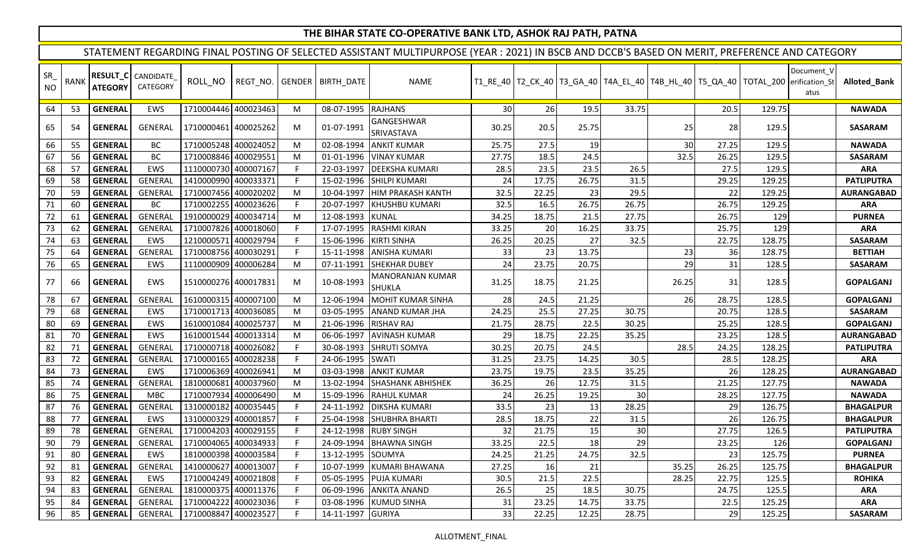# THE BIHAR STATE CO-OPERATIVE BANK LTD, ASHOK RAJ PATH, PATNA

## STATEMENT REGARDING FINAL POSTING OF SELECTED ASSISTANT MULTIPURPOSE (YEAR : 2021) IN BSCB AND DCCB'S BASED ON MERIT, PREFERENCE AND CATEGORY

| SR_NO | RANK | RESULT_CATEGORY | CANDIDATE_CATEGORY | ROLL_NO | REGT_NO. | GENDER | BIRTH_DATE | NAME | T1_RE_40 | T2_CK_40 | T3_GA_40 | T4A_EL_40 | T4B_HL_40 | T5_QA_40 | TOTAL_200 | Document_Verification_Status | Alloted_Bank |
|---|---|---|---|---|---|---|---|---|---|---|---|---|---|---|---|---|---|
| 64 | 53 | GENERAL | EWS | 1710004446 | 400023463 | M | 08-07-1995 | RAJHANS | 30 | 26 | 19.5 | 33.75 | | 20.5 | 129.75 | | NAWADA |
| 65 | 54 | GENERAL | GENERAL | 1710000461 | 400025262 | M | 01-07-1991 | GANGESHWAR SRIVASTAVA | 30.25 | 20.5 | 25.75 | | 25 | 28 | 129.5 | | SASARAM |
| 66 | 55 | GENERAL | BC | 1710005248 | 400024052 | M | 02-08-1994 | ANKIT KUMAR | 25.75 | 27.5 | 19 | | 30 | 27.25 | 129.5 | | NAWADA |
| 67 | 56 | GENERAL | BC | 1710008846 | 400029551 | M | 01-01-1996 | VINAY KUMAR | 27.75 | 18.5 | 24.5 | | 32.5 | 26.25 | 129.5 | | SASARAM |
| 68 | 57 | GENERAL | EWS | 1110000730 | 400007167 | F | 22-03-1997 | DEEKSHA KUMARI | 28.5 | 23.5 | 23.5 | 26.5 | | 27.5 | 129.5 | | ARA |
| 69 | 58 | GENERAL | GENERAL | 1410000990 | 400033371 | F | 15-02-1996 | SHILPI KUMARI | 24 | 17.75 | 26.75 | 31.5 | | 29.25 | 129.25 | | PATLIPUTRA |
| 70 | 59 | GENERAL | GENERAL | 1710007456 | 400020202 | M | 10-04-1997 | HIM PRAKASH KANTH | 32.5 | 22.25 | 23 | 29.5 | | 22 | 129.25 | | AURANGABAD |
| 71 | 60 | GENERAL | BC | 1710002255 | 400023626 | F | 20-07-1997 | KHUSHBU KUMARI | 32.5 | 16.5 | 26.75 | 26.75 | | 26.75 | 129.25 | | ARA |
| 72 | 61 | GENERAL | GENERAL | 1910000029 | 400034714 | M | 12-08-1993 | KUNAL | 34.25 | 18.75 | 21.5 | 27.75 | | 26.75 | 129 | | PURNEA |
| 73 | 62 | GENERAL | GENERAL | 1710007826 | 400018060 | F | 17-07-1995 | RASHMI KIRAN | 33.25 | 20 | 16.25 | 33.75 | | 25.75 | 129 | | ARA |
| 74 | 63 | GENERAL | EWS | 1210000571 | 400029794 | F | 15-06-1996 | KIRTI SINHA | 26.25 | 20.25 | 27 | 32.5 | | 22.75 | 128.75 | | SASARAM |
| 75 | 64 | GENERAL | GENERAL | 1710008756 | 400030291 | F | 15-11-1998 | ANISHA KUMARI | 33 | 23 | 13.75 | | 23 | 36 | 128.75 | | BETTIAH |
| 76 | 65 | GENERAL | EWS | 1110000909 | 400006284 | M | 07-11-1991 | SHEKHAR DUBEY | 24 | 23.75 | 20.75 | | 29 | 31 | 128.5 | | SASARAM |
| 77 | 66 | GENERAL | EWS | 1510000276 | 400017831 | M | 10-08-1993 | MANORANJAN KUMAR SHUKLA | 31.25 | 18.75 | 21.25 | | 26.25 | 31 | 128.5 | | GOPALGANJ |
| 78 | 67 | GENERAL | GENERAL | 1610000315 | 400007100 | M | 12-06-1994 | MOHIT KUMAR SINHA | 28 | 24.5 | 21.25 | | 26 | 28.75 | 128.5 | | GOPALGANJ |
| 79 | 68 | GENERAL | EWS | 1710001713 | 400036085 | M | 03-05-1995 | ANAND KUMAR JHA | 24.25 | 25.5 | 27.25 | 30.75 | | 20.75 | 128.5 | | SASARAM |
| 80 | 69 | GENERAL | EWS | 1610001084 | 400025737 | M | 21-06-1996 | RISHAV RAJ | 21.75 | 28.75 | 22.5 | 30.25 | | 25.25 | 128.5 | | GOPALGANJ |
| 81 | 70 | GENERAL | EWS | 1610001544 | 400013314 | M | 06-06-1997 | AVINASH KUMAR | 29 | 18.75 | 22.25 | 35.25 | | 23.25 | 128.5 | | AURANGABAD |
| 82 | 71 | GENERAL | GENERAL | 1710000718 | 400026082 | F | 30-08-1993 | SHRUTI SOMYA | 30.25 | 20.75 | 24.5 | | 28.5 | 24.25 | 128.25 | | PATLIPUTRA |
| 83 | 72 | GENERAL | GENERAL | 1710000165 | 400028238 | F | 24-06-1995 | SWATI | 31.25 | 23.75 | 14.25 | 30.5 | | 28.5 | 128.25 | | ARA |
| 84 | 73 | GENERAL | EWS | 1710006369 | 400026941 | M | 03-03-1998 | ANKIT KUMAR | 23.75 | 19.75 | 23.5 | 35.25 | | 26 | 128.25 | | AURANGABAD |
| 85 | 74 | GENERAL | GENERAL | 1810000681 | 400037960 | M | 13-02-1994 | SHASHANK ABHISHEK | 36.25 | 26 | 12.75 | 31.5 | | 21.25 | 127.75 | | NAWADA |
| 86 | 75 | GENERAL | MBC | 1710007934 | 400006490 | M | 15-09-1996 | RAHUL KUMAR | 24 | 26.25 | 19.25 | 30 | | 28.25 | 127.75 | | NAWADA |
| 87 | 76 | GENERAL | GENERAL | 1310000182 | 400035445 | F | 24-11-1992 | DIKSHA KUMARI | 33.5 | 23 | 13 | 28.25 | | 29 | 126.75 | | BHAGALPUR |
| 88 | 77 | GENERAL | EWS | 1310000329 | 400001857 | F | 25-04-1998 | SHUBHRA BHARTI | 28.5 | 18.75 | 22 | 31.5 | | 26 | 126.75 | | BHAGALPUR |
| 89 | 78 | GENERAL | GENERAL | 1710004203 | 400029155 | F | 24-12-1998 | RUBY SINGH | 32 | 21.75 | 15 | 30 | | 27.75 | 126.5 | | PATLIPUTRA |
| 90 | 79 | GENERAL | GENERAL | 1710004065 | 400034933 | F | 24-09-1994 | BHAWNA SINGH | 33.25 | 22.5 | 18 | 29 | | 23.25 | 126 | | GOPALGANJ |
| 91 | 80 | GENERAL | EWS | 1810000398 | 400003584 | F | 13-12-1995 | SOUMYA | 24.25 | 21.25 | 24.75 | 32.5 | | 23 | 125.75 | | PURNEA |
| 92 | 81 | GENERAL | GENERAL | 1410000627 | 400013007 | F | 10-07-1999 | KUMARI BHAWANA | 27.25 | 16 | 21 | | 35.25 | 26.25 | 125.75 | | BHAGALPUR |
| 93 | 82 | GENERAL | EWS | 1710004249 | 400021808 | F | 05-05-1995 | PUJA KUMARI | 30.5 | 21.5 | 22.5 | | 28.25 | 22.75 | 125.5 | | ROHIKA |
| 94 | 83 | GENERAL | GENERAL | 1810000375 | 400011376 | F | 06-09-1996 | ANKITA ANAND | 26.5 | 25 | 18.5 | 30.75 | | 24.75 | 125.5 | | ARA |
| 95 | 84 | GENERAL | GENERAL | 1710004222 | 400023036 | F | 03-08-1996 | KUMUD SINHA | 31 | 23.25 | 14.75 | 33.75 | | 22.5 | 125.25 | | ARA |
| 96 | 85 | GENERAL | GENERAL | 1710008847 | 400023527 | F | 14-11-1997 | GURIYA | 33 | 22.25 | 12.25 | 28.75 | | 29 | 125.25 | | SASARAM |

ALLOTMENT_FINAL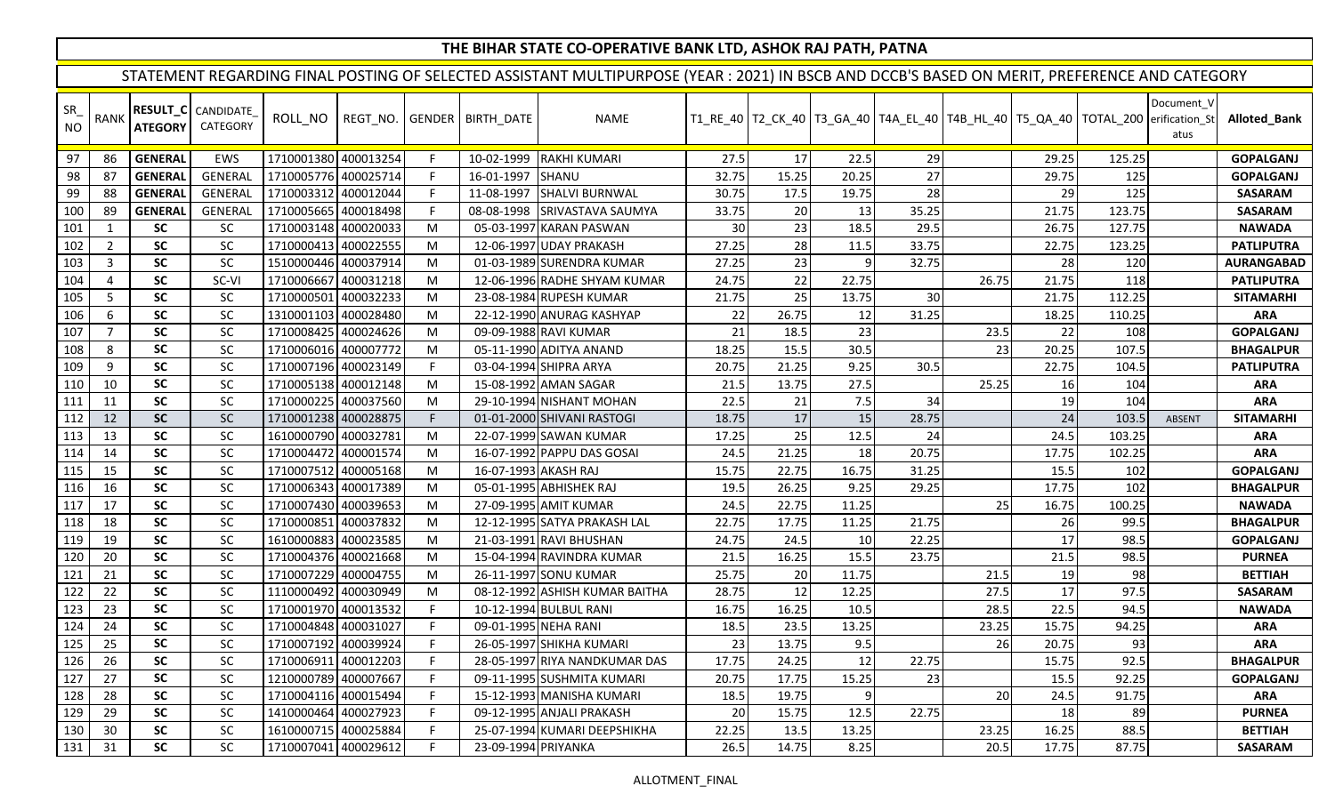# THE BIHAR STATE CO-OPERATIVE BANK LTD, ASHOK RAJ PATH, PATNA

## STATEMENT REGARDING FINAL POSTING OF SELECTED ASSISTANT MULTIPURPOSE (YEAR : 2021) IN BSCB AND DCCB'S BASED ON MERIT, PREFERENCE AND CATEGORY

| SR_NO | RANK | RESULT_CATEGORY | CANDIDATE_CATEGORY | ROLL_NO | REGT_NO. | GENDER | BIRTH_DATE | NAME | T1_RE_40 | T2_CK_40 | T3_GA_40 | T4A_EL_40 | T4B_HL_40 | T5_QA_40 | TOTAL_200 | Document_Verification_Status | Alloted_Bank |
|---|---|---|---|---|---|---|---|---|---|---|---|---|---|---|---|---|---|
| 97 | 86 | **GENERAL** | EWS | 1710001380 | 400013254 | F | 10-02-1999 | RAKHI KUMARI | 27.5 | 17 | 22.5 | 29 | | 29.25 | 125.25 | | **GOPALGANJ** |
| 98 | 87 | **GENERAL** | GENERAL | 1710005776 | 400025714 | F | 16-01-1997 | SHANU | 32.75 | 15.25 | 20.25 | 27 | | 29.75 | 125 | | **GOPALGANJ** |
| 99 | 88 | **GENERAL** | GENERAL | 1710003312 | 400012044 | F | 11-08-1997 | SHALVI BURNWAL | 30.75 | 17.5 | 19.75 | 28 | | 29 | 125 | | **SASARAM** |
| 100 | 89 | **GENERAL** | GENERAL | 1710005665 | 400018498 | F | 08-08-1998 | SRIVASTAVA SAUMYA | 33.75 | 20 | 13 | 35.25 | | 21.75 | 123.75 | | **SASARAM** |
| 101 | 1 | **SC** | SC | 1710003148 | 400020033 | M | 05-03-1997 | KARAN PASWAN | 30 | 23 | 18.5 | 29.5 | | 26.75 | 127.75 | | **NAWADA** |
| 102 | 2 | **SC** | SC | 1710000413 | 400022555 | M | 12-06-1997 | UDAY PRAKASH | 27.25 | 28 | 11.5 | 33.75 | | 22.75 | 123.25 | | **PATLIPUTRA** |
| 103 | 3 | **SC** | SC | 1510000446 | 400037914 | M | 01-03-1989 | SURENDRA KUMAR | 27.25 | 23 | 9 | 32.75 | | 28 | 120 | | **AURANGABAD** |
| 104 | 4 | **SC** | SC-VI | 1710006667 | 400031218 | M | 12-06-1996 | RADHE SHYAM KUMAR | 24.75 | 22 | 22.75 | | 26.75 | 21.75 | 118 | | **PATLIPUTRA** |
| 105 | 5 | **SC** | SC | 1710000501 | 400032233 | M | 23-08-1984 | RUPESH KUMAR | 21.75 | 25 | 13.75 | 30 | | 21.75 | 112.25 | | **SITAMARHI** |
| 106 | 6 | **SC** | SC | 1310001103 | 400028480 | M | 22-12-1990 | ANURAG KASHYAP | 22 | 26.75 | 12 | 31.25 | | 18.25 | 110.25 | | **ARA** |
| 107 | 7 | **SC** | SC | 1710008425 | 400024626 | M | 09-09-1988 | RAVI KUMAR | 21 | 18.5 | 23 | | 23.5 | 22 | 108 | | **GOPALGANJ** |
| 108 | 8 | **SC** | SC | 1710006016 | 400007772 | M | 05-11-1990 | ADITYA ANAND | 18.25 | 15.5 | 30.5 | | 23 | 20.25 | 107.5 | | **BHAGALPUR** |
| 109 | 9 | **SC** | SC | 1710007196 | 400023149 | F | 03-04-1994 | SHIPRA ARYA | 20.75 | 21.25 | 9.25 | 30.5 | | 22.75 | 104.5 | | **PATLIPUTRA** |
| 110 | 10 | **SC** | SC | 1710005138 | 400012148 | M | 15-08-1992 | AMAN SAGAR | 21.5 | 13.75 | 27.5 | | 25.25 | 16 | 104 | | **ARA** |
| 111 | 11 | **SC** | SC | 1710000225 | 400037560 | M | 29-10-1994 | NISHANT MOHAN | 22.5 | 21 | 7.5 | 34 | | 19 | 104 | | **ARA** |
| 112 | 12 | **SC** | SC | 1710001238 | 400028875 | F | 01-01-2000 | SHIVANI RASTOGI | 18.75 | 17 | 15 | 28.75 | | 24 | 103.5 | ABSENT | **SITAMARHI** |
| 113 | 13 | **SC** | SC | 1610000790 | 400032781 | M | 22-07-1999 | SAWAN KUMAR | 17.25 | 25 | 12.5 | 24 | | 24.5 | 103.25 | | **ARA** |
| 114 | 14 | **SC** | SC | 1710004472 | 400001574 | M | 16-07-1992 | PAPPU DAS GOSAI | 24.5 | 21.25 | 18 | 20.75 | | 17.75 | 102.25 | | **ARA** |
| 115 | 15 | **SC** | SC | 1710007512 | 400005168 | M | 16-07-1993 | AKASH RAJ | 15.75 | 22.75 | 16.75 | 31.25 | | 15.5 | 102 | | **GOPALGANJ** |
| 116 | 16 | **SC** | SC | 1710006343 | 400017389 | M | 05-01-1995 | ABHISHEK RAJ | 19.5 | 26.25 | 9.25 | 29.25 | | 17.75 | 102 | | **BHAGALPUR** |
| 117 | 17 | **SC** | SC | 1710007430 | 400039653 | M | 27-09-1995 | AMIT KUMAR | 24.5 | 22.75 | 11.25 | | 25 | 16.75 | 100.25 | | **NAWADA** |
| 118 | 18 | **SC** | SC | 1710000851 | 400037832 | M | 12-12-1995 | SATYA PRAKASH LAL | 22.75 | 17.75 | 11.25 | 21.75 | | 26 | 99.5 | | **BHAGALPUR** |
| 119 | 19 | **SC** | SC | 1610000883 | 400023585 | M | 21-03-1991 | RAVI BHUSHAN | 24.75 | 24.5 | 10 | 22.25 | | 17 | 98.5 | | **GOPALGANJ** |
| 120 | 20 | **SC** | SC | 1710004376 | 400021668 | M | 15-04-1994 | RAVINDRA KUMAR | 21.5 | 16.25 | 15.5 | 23.75 | | 21.5 | 98.5 | | **PURNEA** |
| 121 | 21 | **SC** | SC | 1710007229 | 400004755 | M | 26-11-1997 | SONU KUMAR | 25.75 | 20 | 11.75 | | 21.5 | 19 | 98 | | **BETTIAH** |
| 122 | 22 | **SC** | SC | 1110000492 | 400030949 | M | 08-12-1992 | ASHISH KUMAR BAITHA | 28.75 | 12 | 12.25 | | 27.5 | 17 | 97.5 | | **SASARAM** |
| 123 | 23 | **SC** | SC | 1710001970 | 400013532 | F | 10-12-1994 | BULBUL RANI | 16.75 | 16.25 | 10.5 | | 28.5 | 22.5 | 94.5 | | **NAWADA** |
| 124 | 24 | **SC** | SC | 1710004848 | 400031027 | F | 09-01-1995 | NEHA RANI | 18.5 | 23.5 | 13.25 | | 23.25 | 15.75 | 94.25 | | **ARA** |
| 125 | 25 | **SC** | SC | 1710007192 | 400039924 | F | 26-05-1997 | SHIKHA KUMARI | 23 | 13.75 | 9.5 | | 26 | 20.75 | 93 | | **ARA** |
| 126 | 26 | **SC** | SC | 1710006911 | 400012203 | F | 28-05-1997 | RIYA NANDKUMAR DAS | 17.75 | 24.25 | 12 | 22.75 | | 15.75 | 92.5 | | **BHAGALPUR** |
| 127 | 27 | **SC** | SC | 1210000789 | 400007667 | F | 09-11-1995 | SUSHMITA KUMARI | 20.75 | 17.75 | 15.25 | 23 | | 15.5 | 92.25 | | **GOPALGANJ** |
| 128 | 28 | **SC** | SC | 1710004116 | 400015494 | F | 15-12-1993 | MANISHA KUMARI | 18.5 | 19.75 | 9 | | 20 | 24.5 | 91.75 | | **ARA** |
| 129 | 29 | **SC** | SC | 1410000464 | 400027923 | F | 09-12-1995 | ANJALI PRAKASH | 20 | 15.75 | 12.5 | 22.75 | | 18 | 89 | | **PURNEA** |
| 130 | 30 | **SC** | SC | 1610000715 | 400025884 | F | 25-07-1994 | KUMARI DEEPSHIKHA | 22.25 | 13.5 | 13.25 | | 23.25 | 16.25 | 88.5 | | **BETTIAH** |
| 131 | 31 | **SC** | SC | 1710007041 | 400029612 | F | 23-09-1994 | PRIYANKA | 26.5 | 14.75 | 8.25 | | 20.5 | 17.75 | 87.75 | | **SASARAM** |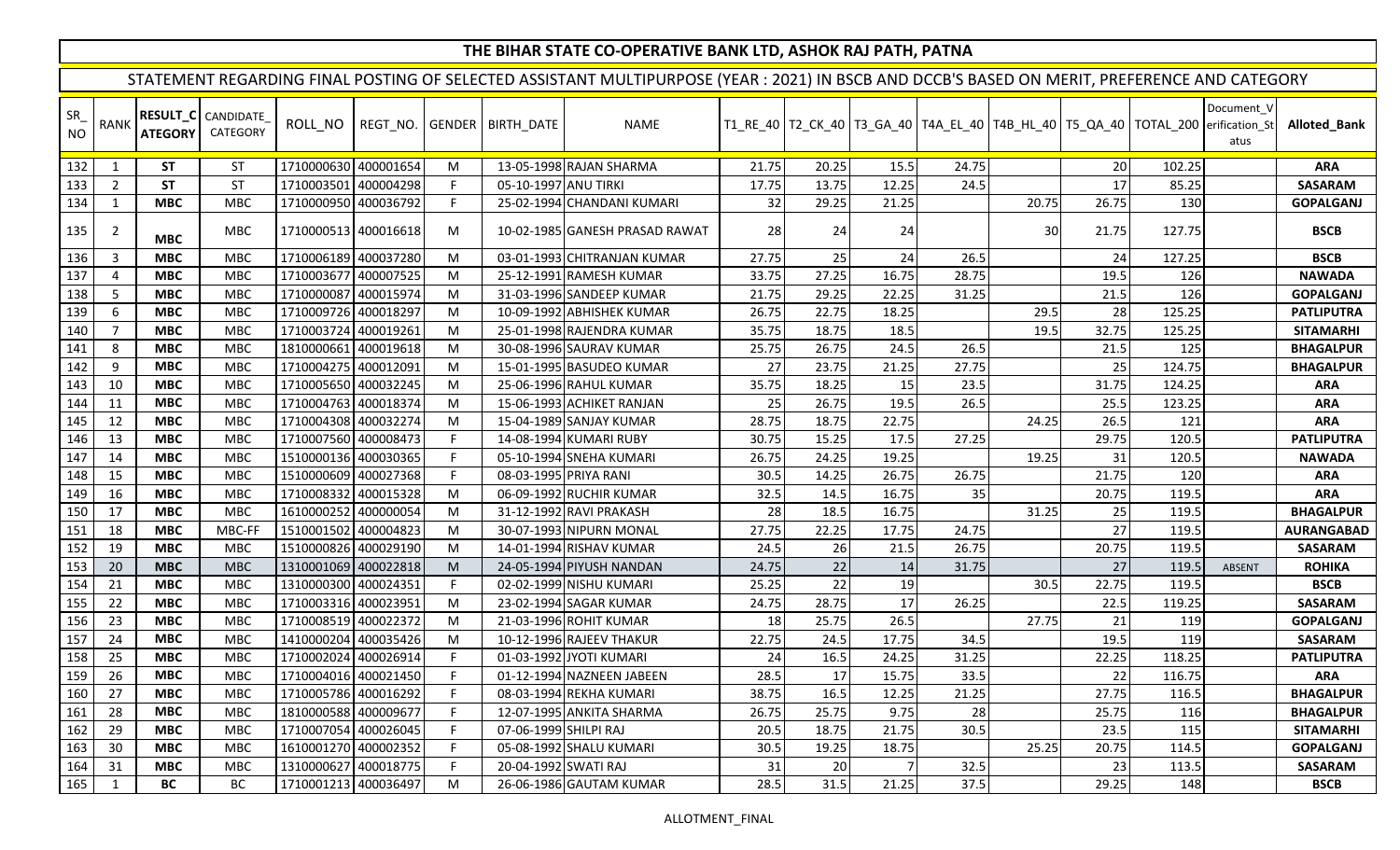# THE BIHAR STATE CO-OPERATIVE BANK LTD, ASHOK RAJ PATH, PATNA

## STATEMENT REGARDING FINAL POSTING OF SELECTED ASSISTANT MULTIPURPOSE (YEAR : 2021) IN BSCB AND DCCB'S BASED ON MERIT, PREFERENCE AND CATEGORY

| SR_NO | RANK | RESULT_CATEGORY | CANDIDATE_CATEGORY | ROLL_NO | REGT_NO. | GENDER | BIRTH_DATE | NAME | T1_RE_40 | T2_CK_40 | T3_GA_40 | T4A_EL_40 | T4B_HL_40 | T5_QA_40 | TOTAL_200 | Document_Verification_Status | Alloted_Bank |
|---|---|---|---|---|---|---|---|---|---|---|---|---|---|---|---|---|---|
| 132 | 1 | ST | ST | 1710000630 | 400001654 | M | 13-05-1998 | RAJAN SHARMA | 21.75 | 20.25 | 15.5 | 24.75 | | 20 | 102.25 | | ARA |
| 133 | 2 | ST | ST | 1710003501 | 400004298 | F | 05-10-1997 | ANU TIRKI | 17.75 | 13.75 | 12.25 | 24.5 | | 17 | 85.25 | | SASARAM |
| 134 | 1 | MBC | MBC | 1710000950 | 400036792 | F | 25-02-1994 | CHANDANI KUMARI | 32 | 29.25 | 21.25 | | 20.75 | 26.75 | 130 | | GOPALGANJ |
| 135 | 2 | MBC | MBC | 1710000513 | 400016618 | M | 10-02-1985 | GANESH PRASAD RAWAT | 28 | 24 | 24 | | 30 | 21.75 | 127.75 | | BSCB |
| 136 | 3 | MBC | MBC | 1710006189 | 400037280 | M | 03-01-1993 | CHITRANJAN KUMAR | 27.75 | 25 | 24 | 26.5 | | 24 | 127.25 | | BSCB |
| 137 | 4 | MBC | MBC | 1710003677 | 400007525 | M | 25-12-1991 | RAMESH KUMAR | 33.75 | 27.25 | 16.75 | 28.75 | | 19.5 | 126 | | NAWADA |
| 138 | 5 | MBC | MBC | 1710000087 | 400015974 | M | 31-03-1996 | SANDEEP KUMAR | 21.75 | 29.25 | 22.25 | 31.25 | | 21.5 | 126 | | GOPALGANJ |
| 139 | 6 | MBC | MBC | 1710009726 | 400018297 | M | 10-09-1992 | ABHISHEK KUMAR | 26.75 | 22.75 | 18.25 | | 29.5 | 28 | 125.25 | | PATLIPUTRA |
| 140 | 7 | MBC | MBC | 1710003724 | 400019261 | M | 25-01-1998 | RAJENDRA KUMAR | 35.75 | 18.75 | 18.5 | | 19.5 | 32.75 | 125.25 | | SITAMARHI |
| 141 | 8 | MBC | MBC | 1810000661 | 400019618 | M | 30-08-1996 | SAURAV KUMAR | 25.75 | 26.75 | 24.5 | 26.5 | | 21.5 | 125 | | BHAGALPUR |
| 142 | 9 | MBC | MBC | 1710004275 | 400012091 | M | 15-01-1995 | BASUDEO KUMAR | 27 | 23.75 | 21.25 | 27.75 | | 25 | 124.75 | | BHAGALPUR |
| 143 | 10 | MBC | MBC | 1710005650 | 400032245 | M | 25-06-1996 | RAHUL KUMAR | 35.75 | 18.25 | 15 | 23.5 | | 31.75 | 124.25 | | ARA |
| 144 | 11 | MBC | MBC | 1710004763 | 400018374 | M | 15-06-1993 | ACHIKET RANJAN | 25 | 26.75 | 19.5 | 26.5 | | 25.5 | 123.25 | | ARA |
| 145 | 12 | MBC | MBC | 1710004308 | 400032274 | M | 15-04-1989 | SANJAY KUMAR | 28.75 | 18.75 | 22.75 | | 24.25 | 26.5 | 121 | | ARA |
| 146 | 13 | MBC | MBC | 1710007560 | 400008473 | F | 14-08-1994 | KUMARI RUBY | 30.75 | 15.25 | 17.5 | 27.25 | | 29.75 | 120.5 | | PATLIPUTRA |
| 147 | 14 | MBC | MBC | 1510000136 | 400030365 | F | 05-10-1994 | SNEHA KUMARI | 26.75 | 24.25 | 19.25 | | 19.25 | 31 | 120.5 | | NAWADA |
| 148 | 15 | MBC | MBC | 1510000609 | 400027368 | F | 08-03-1995 | PRIYA RANI | 30.5 | 14.25 | 26.75 | 26.75 | | 21.75 | 120 | | ARA |
| 149 | 16 | MBC | MBC | 1710008332 | 400015328 | M | 06-09-1992 | RUCHIR KUMAR | 32.5 | 14.5 | 16.75 | 35 | | 20.75 | 119.5 | | ARA |
| 150 | 17 | MBC | MBC | 1610000252 | 400000054 | M | 31-12-1992 | RAVI PRAKASH | 28 | 18.5 | 16.75 | | 31.25 | 25 | 119.5 | | BHAGALPUR |
| 151 | 18 | MBC | MBC-FF | 1510001502 | 400004823 | M | 30-07-1993 | NIPURN MONAL | 27.75 | 22.25 | 17.75 | 24.75 | | 27 | 119.5 | | AURANGABAD |
| 152 | 19 | MBC | MBC | 1510000826 | 400029190 | M | 14-01-1994 | RISHAV KUMAR | 24.5 | 26 | 21.5 | 26.75 | | 20.75 | 119.5 | | SASARAM |
| 153 | 20 | MBC | MBC | 1310001069 | 400022818 | M | 24-05-1994 | PIYUSH NANDAN | 24.75 | 22 | 14 | 31.75 | | 27 | 119.5 | ABSENT | ROHIKA |
| 154 | 21 | MBC | MBC | 1310000300 | 400024351 | F | 02-02-1999 | NISHU KUMARI | 25.25 | 22 | 19 | | 30.5 | 22.75 | 119.5 | | BSCB |
| 155 | 22 | MBC | MBC | 1710003316 | 400023951 | M | 23-02-1994 | SAGAR KUMAR | 24.75 | 28.75 | 17 | 26.25 | | 22.5 | 119.25 | | SASARAM |
| 156 | 23 | MBC | MBC | 1710008519 | 400022372 | M | 21-03-1996 | ROHIT KUMAR | 18 | 25.75 | 26.5 | | 27.75 | 21 | 119 | | GOPALGANJ |
| 157 | 24 | MBC | MBC | 1410000204 | 400035426 | M | 10-12-1996 | RAJEEV THAKUR | 22.75 | 24.5 | 17.75 | 34.5 | | 19.5 | 119 | | SASARAM |
| 158 | 25 | MBC | MBC | 1710002024 | 400026914 | F | 01-03-1992 | JYOTI KUMARI | 24 | 16.5 | 24.25 | 31.25 | | 22.25 | 118.25 | | PATLIPUTRA |
| 159 | 26 | MBC | MBC | 1710004016 | 400021450 | F | 01-12-1994 | NAZNEEN JABEEN | 28.5 | 17 | 15.75 | 33.5 | | 22 | 116.75 | | ARA |
| 160 | 27 | MBC | MBC | 1710005786 | 400016292 | F | 08-03-1994 | REKHA KUMARI | 38.75 | 16.5 | 12.25 | 21.25 | | 27.75 | 116.5 | | BHAGALPUR |
| 161 | 28 | MBC | MBC | 1810000588 | 400009677 | F | 12-07-1995 | ANKITA SHARMA | 26.75 | 25.75 | 9.75 | 28 | | 25.75 | 116 | | BHAGALPUR |
| 162 | 29 | MBC | MBC | 1710007054 | 400026045 | F | 07-06-1999 | SHILPI RAJ | 20.5 | 18.75 | 21.75 | 30.5 | | 23.5 | 115 | | SITAMARHI |
| 163 | 30 | MBC | MBC | 1610001270 | 400002352 | F | 05-08-1992 | SHALU KUMARI | 30.5 | 19.25 | 18.75 | | 25.25 | 20.75 | 114.5 | | GOPALGANJ |
| 164 | 31 | MBC | MBC | 1310000627 | 400018775 | F | 20-04-1992 | SWATI RAJ | 31 | 20 | 7 | 32.5 | | 23 | 113.5 | | SASARAM |
| 165 | 1 | BC | BC | 1710001213 | 400036497 | M | 26-06-1986 | GAUTAM KUMAR | 28.5 | 31.5 | 21.25 | 37.5 | | 29.25 | 148 | | BSCB |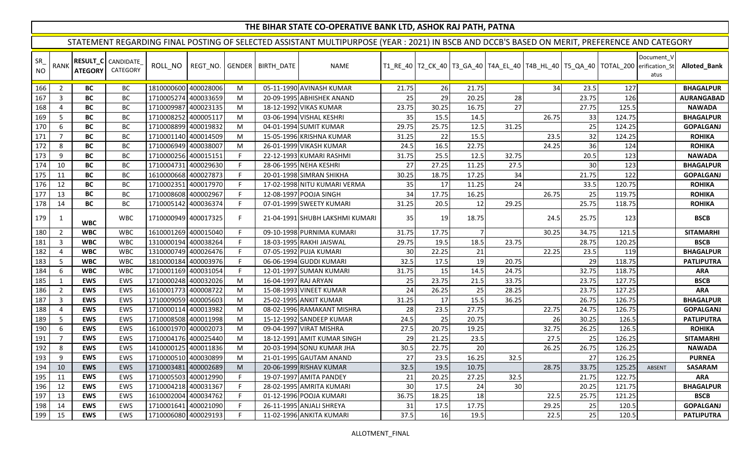# THE BIHAR STATE CO-OPERATIVE BANK LTD, ASHOK RAJ PATH, PATNA

## STATEMENT REGARDING FINAL POSTING OF SELECTED ASSISTANT MULTIPURPOSE (YEAR : 2021) IN BSCB AND DCCB'S BASED ON MERIT, PREFERENCE AND CATEGORY

| SR_NO | RANK | RESULT_CATEGORY | CANDIDATE_CATEGORY | ROLL_NO | REGT_NO. | GENDER | BIRTH_DATE | NAME | T1_RE_40 | T2_CK_40 | T3_GA_40 | T4A_EL_40 | T4B_HL_40 | T5_QA_40 | TOTAL_200 | Document_Verification_Status | Alloted_Bank |
|---|---|---|---|---|---|---|---|---|---|---|---|---|---|---|---|---|---|
| 166 | 2 | **BC** | BC | 1810000600 | 400028006 | M | 05-11-1990 | AVINASH KUMAR | 21.75 | 26 | 21.75 | | 34 | 23.5 | 127 | | **BHAGALPUR** |
| 167 | 3 | **BC** | BC | 1710005274 | 400033659 | M | 20-09-1995 | ABHISHEK ANAND | 25 | 29 | 20.25 | 28 | | 23.75 | 126 | | **AURANGABAD** |
| 168 | 4 | **BC** | BC | 1710009987 | 400023135 | M | 18-12-1992 | VIKAS KUMAR | 23.75 | 30.25 | 16.75 | 27 | | 27.75 | 125.5 | | **NAWADA** |
| 169 | 5 | **BC** | BC | 1710008252 | 400005117 | M | 03-06-1994 | VISHAL KESHRI | 35 | 15.5 | 14.5 | | 26.75 | 33 | 124.75 | | **BHAGALPUR** |
| 170 | 6 | **BC** | BC | 1710008899 | 400019832 | M | 04-01-1994 | SUMIT KUMAR | 29.75 | 25.75 | 12.5 | 31.25 | | 25 | 124.25 | | **GOPALGANJ** |
| 171 | 7 | **BC** | BC | 1710001140 | 400014509 | M | 15-05-1996 | KRISHNA KUMAR | 31.25 | 22 | 15.5 | | 23.5 | 32 | 124.25 | | **ROHIKA** |
| 172 | 8 | **BC** | BC | 1710006949 | 400038007 | M | 26-01-1999 | VIKASH KUMAR | 24.5 | 16.5 | 22.75 | | 24.25 | 36 | 124 | | **ROHIKA** |
| 173 | 9 | **BC** | BC | 1710000256 | 400015151 | F | 22-12-1993 | KUMARI RASHMI | 31.75 | 25.5 | 12.5 | 32.75 | | 20.5 | 123 | | **NAWADA** |
| 174 | 10 | **BC** | BC | 1710004731 | 400029630 | F | 28-06-1995 | NEHA KESHRI | 27 | 27.25 | 11.25 | 27.5 | | 30 | 123 | | **BHAGALPUR** |
| 175 | 11 | **BC** | BC | 1610000668 | 400027873 | F | 20-01-1998 | SIMRAN SHIKHA | 30.25 | 18.75 | 17.25 | 34 | | 21.75 | 122 | | **GOPALGANJ** |
| 176 | 12 | **BC** | BC | 1710002351 | 400017970 | F | 17-02-1998 | NITU KUMARI VERMA | 35 | 17 | 11.25 | 24 | | 33.5 | 120.75 | | **ROHIKA** |
| 177 | 13 | **BC** | BC | 1710008608 | 400002967 | F | 12-08-1997 | POOJA SINGH | 34 | 17.75 | 16.25 | | 26.75 | 25 | 119.75 | | **ROHIKA** |
| 178 | 14 | **BC** | BC | 1710005142 | 400036374 | F | 07-01-1999 | SWEETY KUMARI | 31.25 | 20.5 | 12 | 29.25 | | 25.75 | 118.75 | | **ROHIKA** |
| 179 | 1 | **WBC** | WBC | 1710000949 | 400017325 | F | 21-04-1991 | SHUBH LAKSHMI KUMARI | 35 | 19 | 18.75 | | 24.5 | 25.75 | 123 | | **BSCB** |
| 180 | 2 | **WBC** | WBC | 1610001269 | 400015040 | F | 09-10-1998 | PURNIMA KUMARI | 31.75 | 17.75 | 7 | | 30.25 | 34.75 | 121.5 | | **SITAMARHI** |
| 181 | 3 | **WBC** | WBC | 1310000194 | 400038264 | F | 18-03-1995 | RAKHI JAISWAL | 29.75 | 19.5 | 18.5 | 23.75 | | 28.75 | 120.25 | | **BSCB** |
| 182 | 4 | **WBC** | WBC | 1310000749 | 400026476 | F | 07-05-1992 | PUJA KUMARI | 30 | 22.25 | 21 | | 22.25 | 23.5 | 119 | | **BHAGALPUR** |
| 183 | 5 | **WBC** | WBC | 1810000184 | 400003976 | F | 06-06-1994 | GUDDI KUMARI | 32.5 | 17.5 | 19 | 20.75 | | 29 | 118.75 | | **PATLIPUTRA** |
| 184 | 6 | **WBC** | WBC | 1710001169 | 400031054 | F | 12-01-1997 | SUMAN KUMARI | 31.75 | 15 | 14.5 | 24.75 | | 32.75 | 118.75 | | **ARA** |
| 185 | 1 | **EWS** | EWS | 1710000248 | 400032026 | M | 16-04-1997 | RAJ ARYAN | 25 | 23.75 | 21.5 | 33.75 | | 23.75 | 127.75 | | **BSCB** |
| 186 | 2 | **EWS** | EWS | 1610001773 | 400008722 | M | 15-08-1993 | VINEET KUMAR | 24 | 26.25 | 25 | 28.25 | | 23.75 | 127.25 | | **ARA** |
| 187 | 3 | **EWS** | EWS | 1710009059 | 400005603 | M | 25-02-1995 | ANKIT KUMAR | 31.25 | 17 | 15.5 | 36.25 | | 26.75 | 126.75 | | **BHAGALPUR** |
| 188 | 4 | **EWS** | EWS | 1710000114 | 400013982 | M | 08-02-1996 | RAMAKANT KUMAR MISHRA | 28 | 23.5 | 27.75 | | 22.75 | 24.75 | 126.75 | | **GOPALGANJ** |
| 189 | 5 | **EWS** | EWS | 1710008508 | 400011998 | M | 15-12-1992 | SANDEEP KUMAR | 24.5 | 25 | 20.75 | | 26 | 30.25 | 126.5 | | **PATLIPUTRA** |
| 190 | 6 | **EWS** | EWS | 1610001970 | 400002073 | M | 09-04-1997 | VIRAT MISHRA | 27.5 | 20.75 | 19.25 | | 32.75 | 26.25 | 126.5 | | **ROHIKA** |
| 191 | 7 | **EWS** | EWS | 1710004176 | 400025440 | M | 18-12-1991 | AMIT KUMAR SINGH | 29 | 21.25 | 23.5 | | 27.5 | 25 | 126.25 | | **SITAMARHI** |
| 192 | 8 | **EWS** | EWS | 1410000125 | 400011836 | M | 20-03-1994 | SONU KUMAR JHA | 30.5 | 22.75 | 20 | | 26.25 | 26.75 | 126.25 | | **NAWADA** |
| 193 | 9 | **EWS** | EWS | 1710000510 | 400030899 | M | 21-01-1995 | GAUTAM ANAND | 27 | 23.5 | 16.25 | 32.5 | | 27 | 126.25 | | **PURNEA** |
| 194 | 10 | **EWS** | EWS | 1710003481 | 400002689 | M | 20-06-1999 | RISHAV KUMAR | 32.5 | 19.5 | 10.75 | | 28.75 | 33.75 | 125.25 | ABSENT | **SASARAM** |
| 195 | 11 | **EWS** | EWS | 1710005503 | 400012990 | F | 19-07-1997 | AMITA PANDEY | 21 | 20.25 | 27.25 | 32.5 | | 21.75 | 122.75 | | **ARA** |
| 196 | 12 | **EWS** | EWS | 1710004218 | 400031367 | F | 28-02-1995 | AMRITA KUMARI | 30 | 17.5 | 24 | 30 | | 20.25 | 121.75 | | **BHAGALPUR** |
| 197 | 13 | **EWS** | EWS | 1610002004 | 400034762 | F | 01-12-1996 | POOJA KUMARI | 36.75 | 18.25 | 18 | | 22.5 | 25.75 | 121.25 | | **BSCB** |
| 198 | 14 | **EWS** | EWS | 1710001641 | 400021090 | F | 26-11-1995 | ANJALI SHREYA | 31 | 17.5 | 17.75 | | 29.25 | 25 | 120.5 | | **GOPALGANJ** |
| 199 | 15 | **EWS** | EWS | 1710006080 | 400029193 | F | 11-02-1996 | ANKITA KUMARI | 37.5 | 16 | 19.5 | | 22.5 | 25 | 120.5 | | **PATLIPUTRA** |

ALLOTMENT_FINAL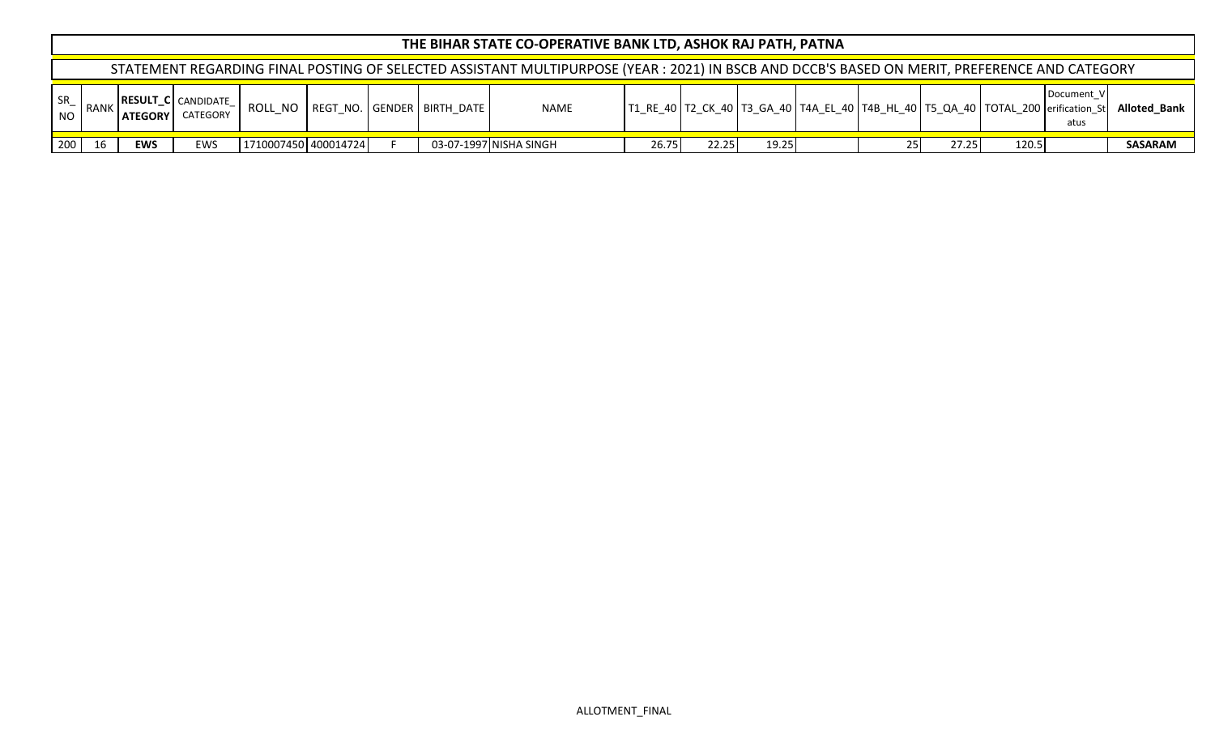# THE BIHAR STATE CO-OPERATIVE BANK LTD, ASHOK RAJ PATH, PATNA

## STATEMENT REGARDING FINAL POSTING OF SELECTED ASSISTANT MULTIPURPOSE (YEAR : 2021) IN BSCB AND DCCB'S BASED ON MERIT, PREFERENCE AND CATEGORY

| SR_NO | RANK | **RESULT_CATEGORY** | CANDIDATE_CATEGORY | ROLL_NO | REGT_NO. | GENDER | BIRTH_DATE | NAME | T1_RE_40 | T2_CK_40 | T3_GA_40 | T4A_EL_40 | T4B_HL_40 | T5_QA_40 | TOTAL_200 | Document_Verification_Status | **Alloted_Bank** |
|---|---|---|---|---|---|---|---|---|---|---|---|---|---|---|---|---|---|
| 200 | 16 | **EWS** | EWS | 1710007450 | 400014724 | F | 03-07-1997 | NISHA SINGH | 26.75 | 22.25 | 19.25 | | 25 | 27.25 | 120.5 | | **SASARAM** |